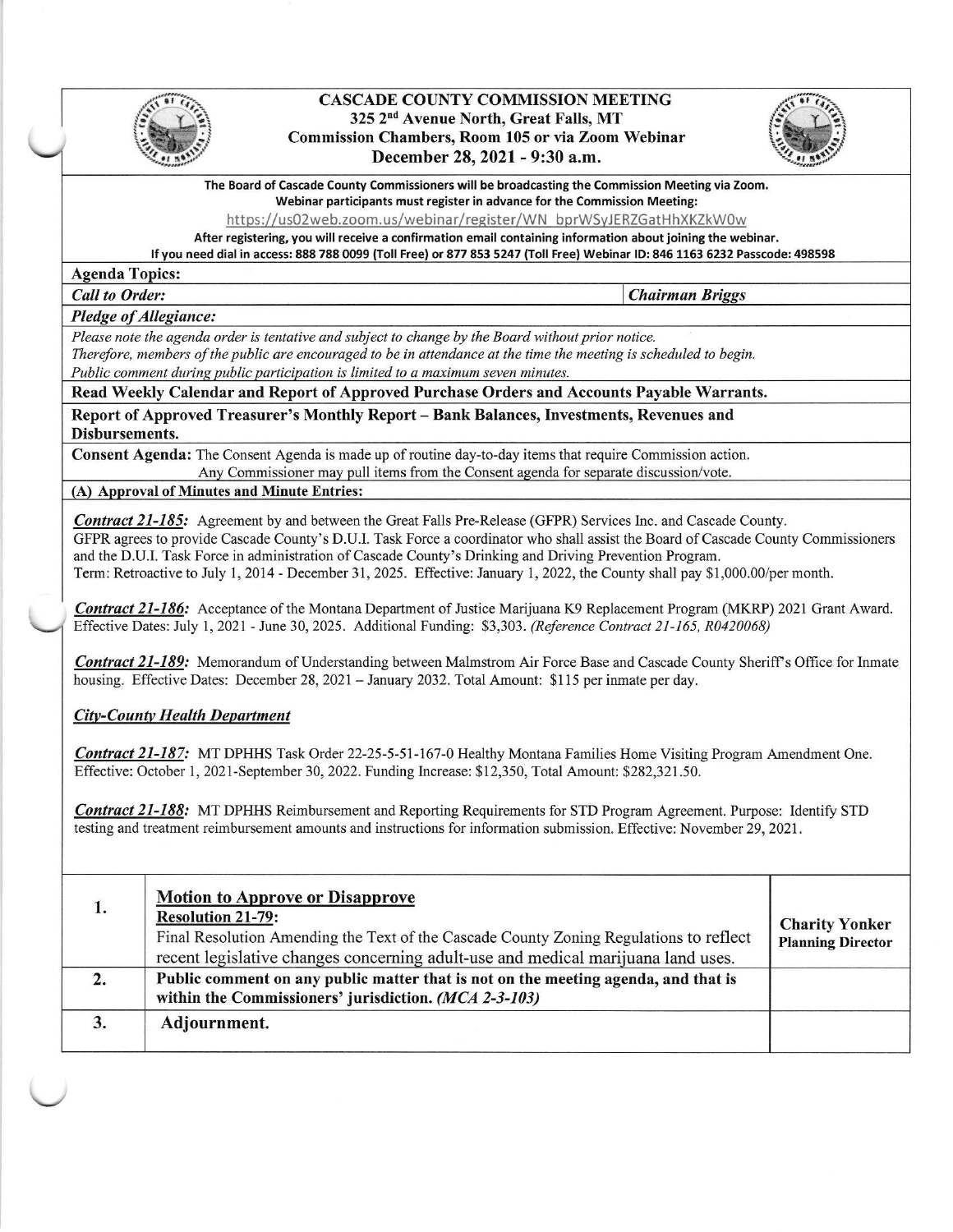# CASCADE COUNTY COMMISSION MEETING

**325 2nd Avenue North, Great Falls, MT**
**Commission Chambers, Room 105 or via Zoom Webinar**
**December 28, 2021 - 9:30 a.m.**

**The Board of Cascade County Commissioners will be broadcasting the Commission Meeting via Zoom.**
**Webinar participants must register in advance for the Commission Meeting:**
https://us02web.zoom.us/webinar/register/WN_bprWSyJERZGatHhXKZkW0w
**After registering, you will receive a confirmation email containing information about joining the webinar.**
**If you need dial in access: 888 788 0099 (Toll Free) or 877 853 5247 (Toll Free) Webinar ID: 846 1163 6232 Passcode: 498598**

**Agenda Topics:**

***Call to Order:*** — ***Chairman Briggs***

***Pledge of Allegiance:***

*Please note the agenda order is tentative and subject to change by the Board without prior notice.*
*Therefore, members of the public are encouraged to be in attendance at the time the meeting is scheduled to begin.*
*Public comment during public participation is limited to a maximum seven minutes.*

**Read Weekly Calendar and Report of Approved Purchase Orders and Accounts Payable Warrants.**

**Report of Approved Treasurer's Monthly Report – Bank Balances, Investments, Revenues and Disbursements.**

**Consent Agenda:** The Consent Agenda is made up of routine day-to-day items that require Commission action. Any Commissioner may pull items from the Consent agenda for separate discussion/vote.

**(A) Approval of Minutes and Minute Entries:**

***Contract 21-185:*** Agreement by and between the Great Falls Pre-Release (GFPR) Services Inc. and Cascade County. GFPR agrees to provide Cascade County's D.U.I. Task Force a coordinator who shall assist the Board of Cascade County Commissioners and the D.U.I. Task Force in administration of Cascade County's Drinking and Driving Prevention Program.
Term: Retroactive to July 1, 2014 - December 31, 2025. Effective: January 1, 2022, the County shall pay $1,000.00/per month.

***Contract 21-186:*** Acceptance of the Montana Department of Justice Marijuana K9 Replacement Program (MKRP) 2021 Grant Award. Effective Dates: July 1, 2021 - June 30, 2025. Additional Funding: $3,303. *(Reference Contract 21-165, R0420068)*

***Contract 21-189:*** Memorandum of Understanding between Malmstrom Air Force Base and Cascade County Sheriff's Office for Inmate housing. Effective Dates: December 28, 2021 – January 2032. Total Amount: $115 per inmate per day.

***City-County Health Department***

***Contract 21-187:*** MT DPHHS Task Order 22-25-5-51-167-0 Healthy Montana Families Home Visiting Program Amendment One. Effective: October 1, 2021-September 30, 2022. Funding Increase: $12,350, Total Amount: $282,321.50.

***Contract 21-188:*** MT DPHHS Reimbursement and Reporting Requirements for STD Program Agreement. Purpose: Identify STD testing and treatment reimbursement amounts and instructions for information submission. Effective: November 29, 2021.

| | | |
|---|---|---|
| 1. | **Motion to Approve or Disapprove** **Resolution 21-79:** Final Resolution Amending the Text of the Cascade County Zoning Regulations to reflect recent legislative changes concerning adult-use and medical marijuana land uses. | **Charity Yonker** **Planning Director** |
| 2. | **Public comment on any public matter that is not on the meeting agenda, and that is within the Commissioners' jurisdiction.** ***(MCA 2-3-103)*** | |
| 3. | **Adjournment.** | |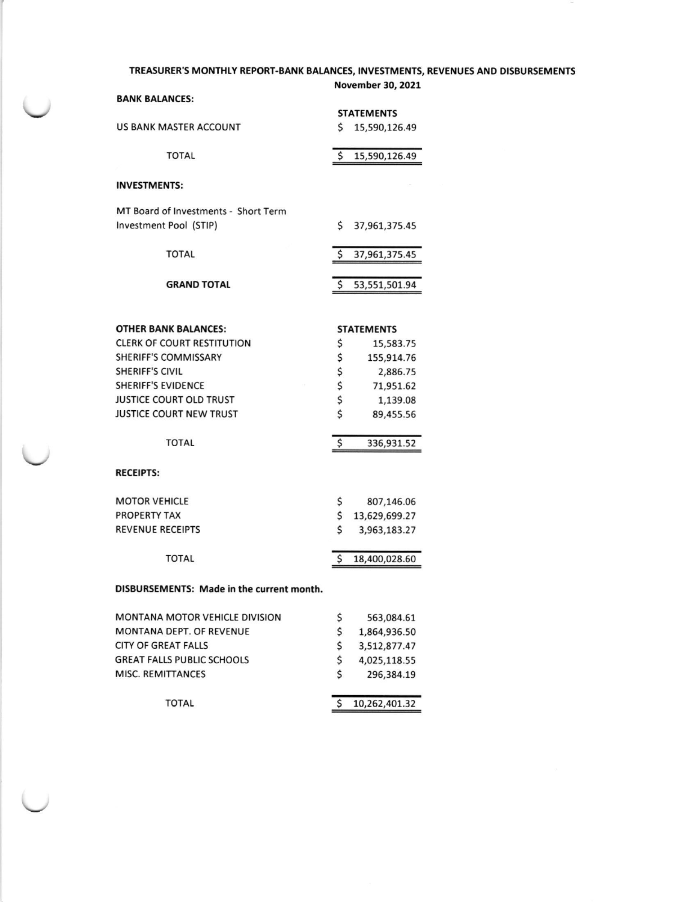# TREASURER'S MONTHLY REPORT-BANK BALANCES, INVESTMENTS, REVENUES AND DISBURSEMENTS

**November 30, 2021**

**BANK BALANCES:**

| | STATEMENTS |
|---|---|
| US BANK MASTER ACCOUNT | $ 15,590,126.49 |
| TOTAL | $ 15,590,126.49 |

**INVESTMENTS:**

| | |
|---|---|
| MT Board of Investments - Short Term Investment Pool (STIP) | $ 37,961,375.45 |
| TOTAL | $ 37,961,375.45 |
| **GRAND TOTAL** | $ 53,551,501.94 |

| **OTHER BANK BALANCES:** | **STATEMENTS** |
|---|---|
| CLERK OF COURT RESTITUTION | $ 15,583.75 |
| SHERIFF'S COMMISSARY | $ 155,914.76 |
| SHERIFF'S CIVIL | $ 2,886.75 |
| SHERIFF'S EVIDENCE | $ 71,951.62 |
| JUSTICE COURT OLD TRUST | $ 1,139.08 |
| JUSTICE COURT NEW TRUST | $ 89,455.56 |
| TOTAL | $ 336,931.52 |

**RECEIPTS:**

| | |
|---|---|
| MOTOR VEHICLE | $ 807,146.06 |
| PROPERTY TAX | $ 13,629,699.27 |
| REVENUE RECEIPTS | $ 3,963,183.27 |
| TOTAL | $ 18,400,028.60 |

**DISBURSEMENTS: Made in the current month.**

| | |
|---|---|
| MONTANA MOTOR VEHICLE DIVISION | $ 563,084.61 |
| MONTANA DEPT. OF REVENUE | $ 1,864,936.50 |
| CITY OF GREAT FALLS | $ 3,512,877.47 |
| GREAT FALLS PUBLIC SCHOOLS | $ 4,025,118.55 |
| MISC. REMITTANCES | $ 296,384.19 |
| TOTAL | $ 10,262,401.32 |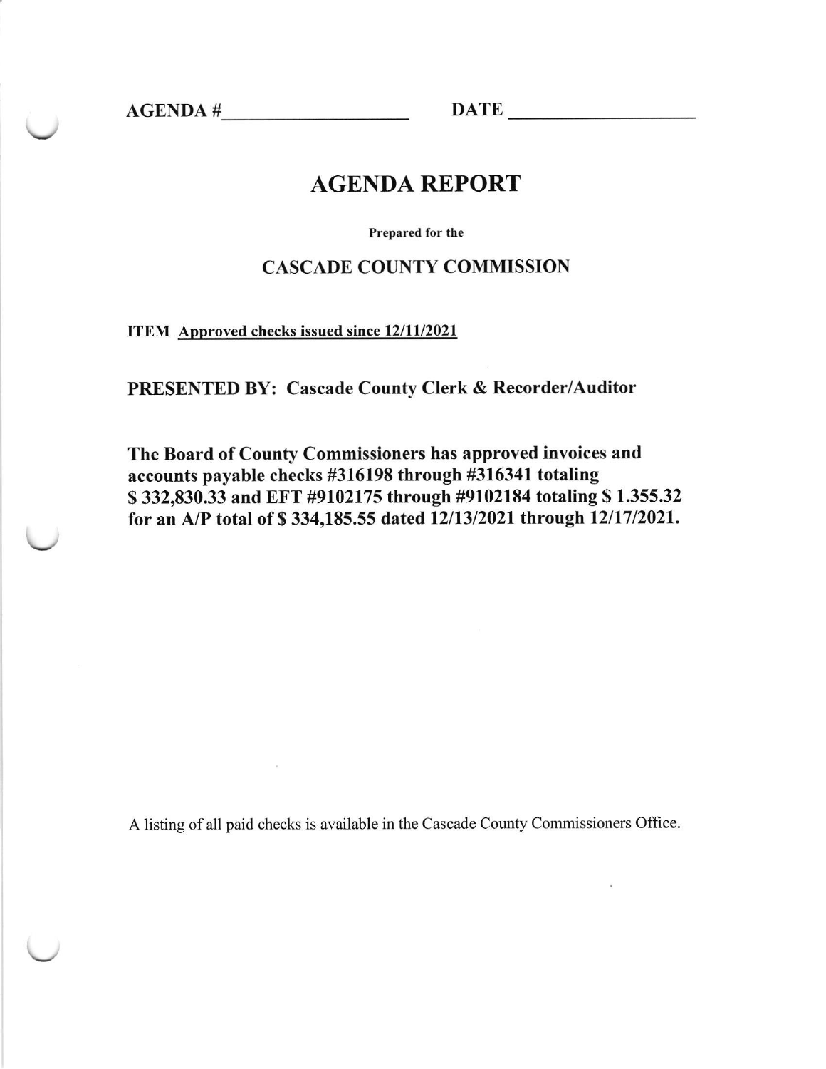AGENDA #\_\_\_\_\_\_\_\_\_\_\_\_\_\_\_\_\_\_\_\_ DATE \_\_\_\_\_\_\_\_\_\_\_\_\_\_\_\_\_\_\_\_

# AGENDA REPORT

Prepared for the

## CASCADE COUNTY COMMISSION

**ITEM** Approved checks issued since 12/11/2021

**PRESENTED BY: Cascade County Clerk & Recorder/Auditor**

**The Board of County Commissioners has approved invoices and accounts payable checks #316198 through #316341 totaling $ 332,830.33 and EFT #9102175 through #9102184 totaling $ 1.355.32 for an A/P total of $ 334,185.55 dated 12/13/2021 through 12/17/2021.**

A listing of all paid checks is available in the Cascade County Commissioners Office.